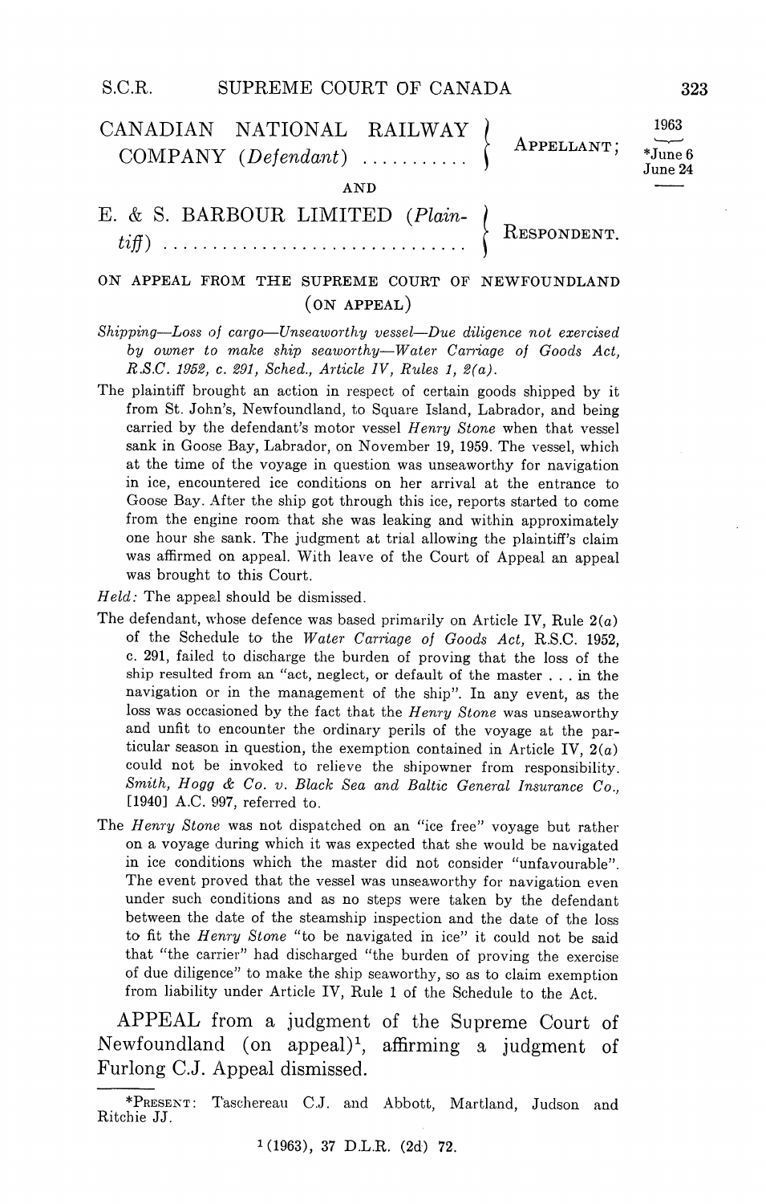CANADIAN NATIONAL RAILWAY COMPANY (*Defendant*) .......... APPELLANT;

1963

*June 6
June 24

AND

E. & S. BARBOUR LIMITED (*Plaintiff*) .............................. RESPONDENT.

ON APPEAL FROM THE SUPREME COURT OF NEWFOUNDLAND (ON APPEAL)

*Shipping—Loss of cargo—Unseaworthy vessel—Due diligence not exercised by owner to make ship seaworthy—Water Carriage of Goods Act, R.S.C. 1952, c. 291, Sched., Article IV, Rules 1, 2(a).*

The plaintiff brought an action in respect of certain goods shipped by it from St. John's, Newfoundland, to Square Island, Labrador, and being carried by the defendant's motor vessel *Henry Stone* when that vessel sank in Goose Bay, Labrador, on November 19, 1959. The vessel, which at the time of the voyage in question was unseaworthy for navigation in ice, encountered ice conditions on her arrival at the entrance to Goose Bay. After the ship got through this ice, reports started to come from the engine room that she was leaking and within approximately one hour she sank. The judgment at trial allowing the plaintiff's claim was affirmed on appeal. With leave of the Court of Appeal an appeal was brought to this Court.

*Held:* The appeal should be dismissed.

The defendant, whose defence was based primarily on Article IV, Rule 2(*a*) of the Schedule to the *Water Carriage of Goods Act*, R.S.C. 1952, c. 291, failed to discharge the burden of proving that the loss of the ship resulted from an "act, neglect, or default of the master . . . in the navigation or in the management of the ship". In any event, as the loss was occasioned by the fact that the *Henry Stone* was unseaworthy and unfit to encounter the ordinary perils of the voyage at the particular season in question, the exemption contained in Article IV, 2(*a*) could not be invoked to relieve the shipowner from responsibility. *Smith, Hogg & Co. v. Black Sea and Baltic General Insurance Co.*, [1940] A.C. 997, referred to.

The *Henry Stone* was not dispatched on an "ice free" voyage but rather on a voyage during which it was expected that she would be navigated in ice conditions which the master did not consider "unfavourable". The event proved that the vessel was unseaworthy for navigation even under such conditions and as no steps were taken by the defendant between the date of the steamship inspection and the date of the loss to fit the *Henry Stone* "to be navigated in ice" it could not be said that "the carrier" had discharged "the burden of proving the exercise of due diligence" to make the ship seaworthy, so as to claim exemption from liability under Article IV, Rule 1 of the Schedule to the Act.

APPEAL from a judgment of the Supreme Court of Newfoundland (on appeal)[1], affirming a judgment of Furlong C.J. Appeal dismissed.

---

*PRESENT: Taschereau C.J. and Abbott, Martland, Judson and Ritchie JJ.

[1] (1963), 37 D.L.R. (2d) 72.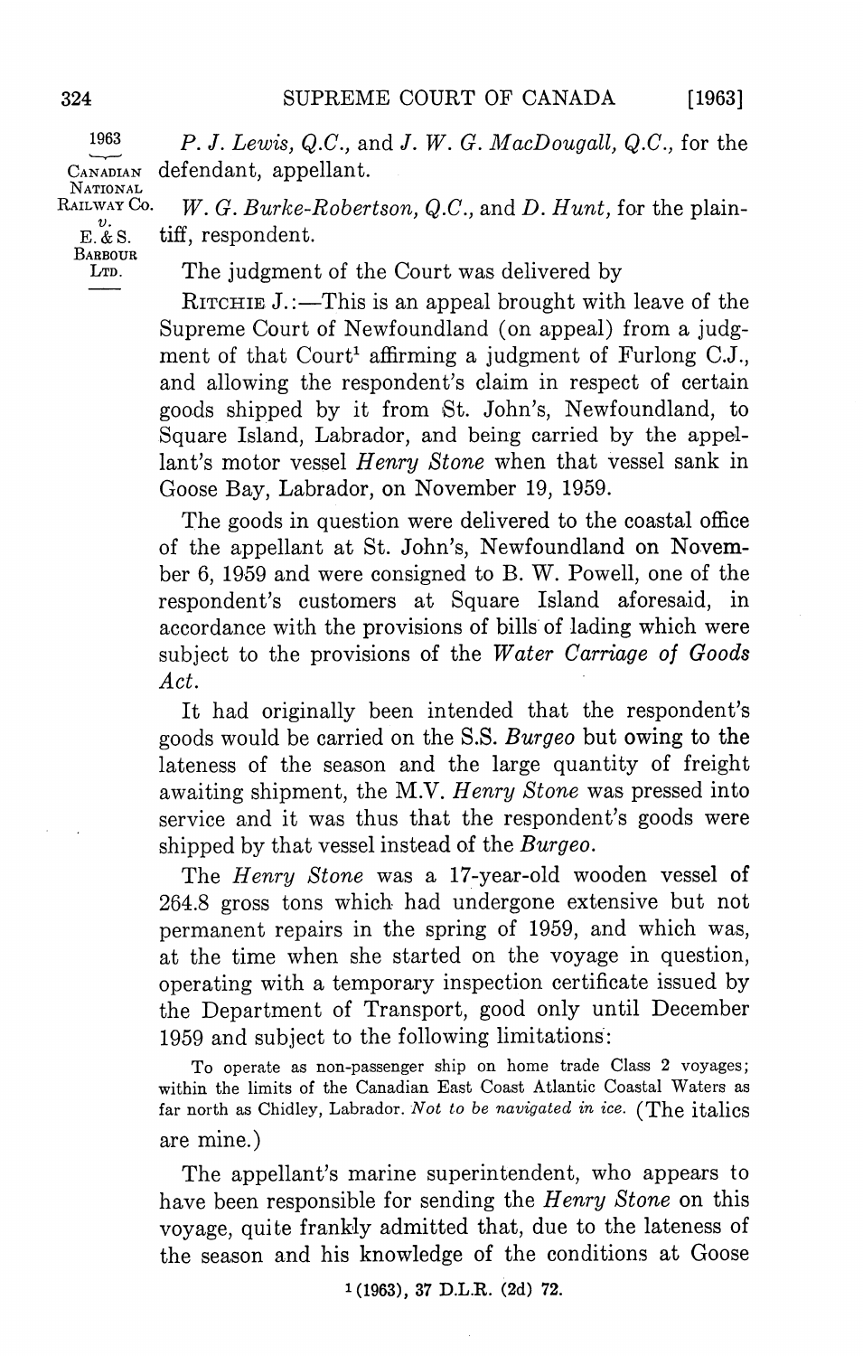*P. J. Lewis, Q.C.*, and *J. W. G. MacDougall, Q.C.*, for the defendant, appellant.

*W. G. Burke-Robertson, Q.C.*, and *D. Hunt*, for the plaintiff, respondent.

The judgment of the Court was delivered by

RITCHIE J.:—This is an appeal brought with leave of the Supreme Court of Newfoundland (on appeal) from a judgment of that Court[1] affirming a judgment of Furlong C.J., and allowing the respondent's claim in respect of certain goods shipped by it from St. John's, Newfoundland, to Square Island, Labrador, and being carried by the appellant's motor vessel *Henry Stone* when that vessel sank in Goose Bay, Labrador, on November 19, 1959.

The goods in question were delivered to the coastal office of the appellant at St. John's, Newfoundland on November 6, 1959 and were consigned to B. W. Powell, one of the respondent's customers at Square Island aforesaid, in accordance with the provisions of bills of lading which were subject to the provisions of the *Water Carriage of Goods Act*.

It had originally been intended that the respondent's goods would be carried on the S.S. *Burgeo* but owing to the lateness of the season and the large quantity of freight awaiting shipment, the M.V. *Henry Stone* was pressed into service and it was thus that the respondent's goods were shipped by that vessel instead of the *Burgeo*.

The *Henry Stone* was a 17-year-old wooden vessel of 264.8 gross tons which had undergone extensive but not permanent repairs in the spring of 1959, and which was, at the time when she started on the voyage in question, operating with a temporary inspection certificate issued by the Department of Transport, good only until December 1959 and subject to the following limitations:

> To operate as non-passenger ship on home trade Class 2 voyages; within the limits of the Canadian East Coast Atlantic Coastal Waters as far north as Chidley, Labrador. *Not to be navigated in ice.* (The italics are mine.)

The appellant's marine superintendent, who appears to have been responsible for sending the *Henry Stone* on this voyage, quite frankly admitted that, due to the lateness of the season and his knowledge of the conditions at Goose

[1] (1963), 37 D.L.R. (2d) 72.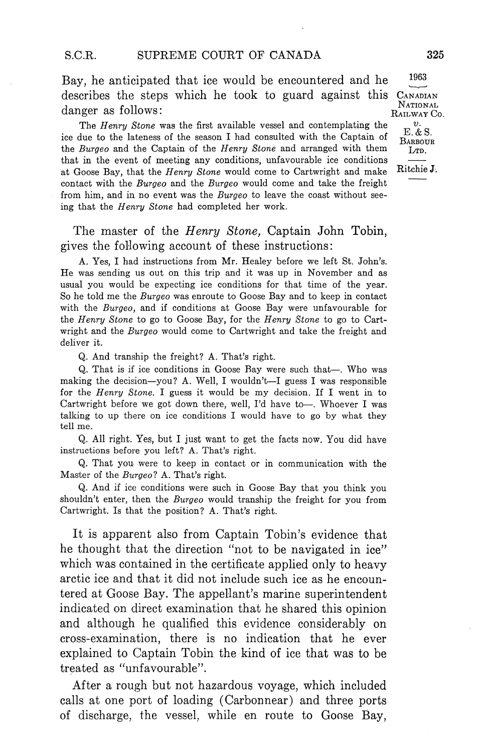Bay, he anticipated that ice would be encountered and he describes the steps which he took to guard against this danger as follows:

> The *Henry Stone* was the first available vessel and contemplating the ice due to the lateness of the season I had consulted with the Captain of the *Burgeo* and the Captain of the *Henry Stone* and arranged with them that in the event of meeting any conditions, unfavourable ice conditions at Goose Bay, that the *Henry Stone* would come to Cartwright and make contact with the *Burgeo* and the *Burgeo* would come and take the freight from him, and in no event was the *Burgeo* to leave the coast without seeing that the *Henry Stone* had completed her work.

The master of the *Henry Stone*, Captain John Tobin, gives the following account of these instructions:

> A. Yes, I had instructions from Mr. Healey before we left St. John's. He was sending us out on this trip and it was up in November and as usual you would be expecting ice conditions for that time of the year. So he told me the *Burgeo* was enroute to Goose Bay and to keep in contact with the *Burgeo*, and if conditions at Goose Bay were unfavourable for the *Henry Stone* to go to Goose Bay, for the *Henry Stone* to go to Cartwright and the *Burgeo* would come to Cartwright and take the freight and deliver it.
>
> Q. And tranship the freight? A. That's right.
>
> Q. That is if ice conditions in Goose Bay were such that—. Who was making the decision—you? A. Well, I wouldn't—I guess I was responsible for the *Henry Stone*. I guess it would be my decision. If I went in to Cartwright before we got down there, well, I'd have to—. Whoever I was talking to up there on ice conditions I would have to go by what they tell me.
>
> Q. All right. Yes, but I just want to get the facts now. You did have instructions before you left? A. That's right.
>
> Q. That you were to keep in contact or in communication with the Master of the *Burgeo*? A. That's right.
>
> Q. And if ice conditions were such in Goose Bay that you think you shouldn't enter, then the *Burgeo* would tranship the freight for you from Cartwright. Is that the position? A. That's right.

It is apparent also from Captain Tobin's evidence that he thought that the direction "not to be navigated in ice" which was contained in the certificate applied only to heavy arctic ice and that it did not include such ice as he encountered at Goose Bay. The appellant's marine superintendent indicated on direct examination that he shared this opinion and although he qualified this evidence considerably on cross-examination, there is no indication that he ever explained to Captain Tobin the kind of ice that was to be treated as "unfavourable".

After a rough but not hazardous voyage, which included calls at one port of loading (Carbonnear) and three ports of discharge, the vessel, while en route to Goose Bay,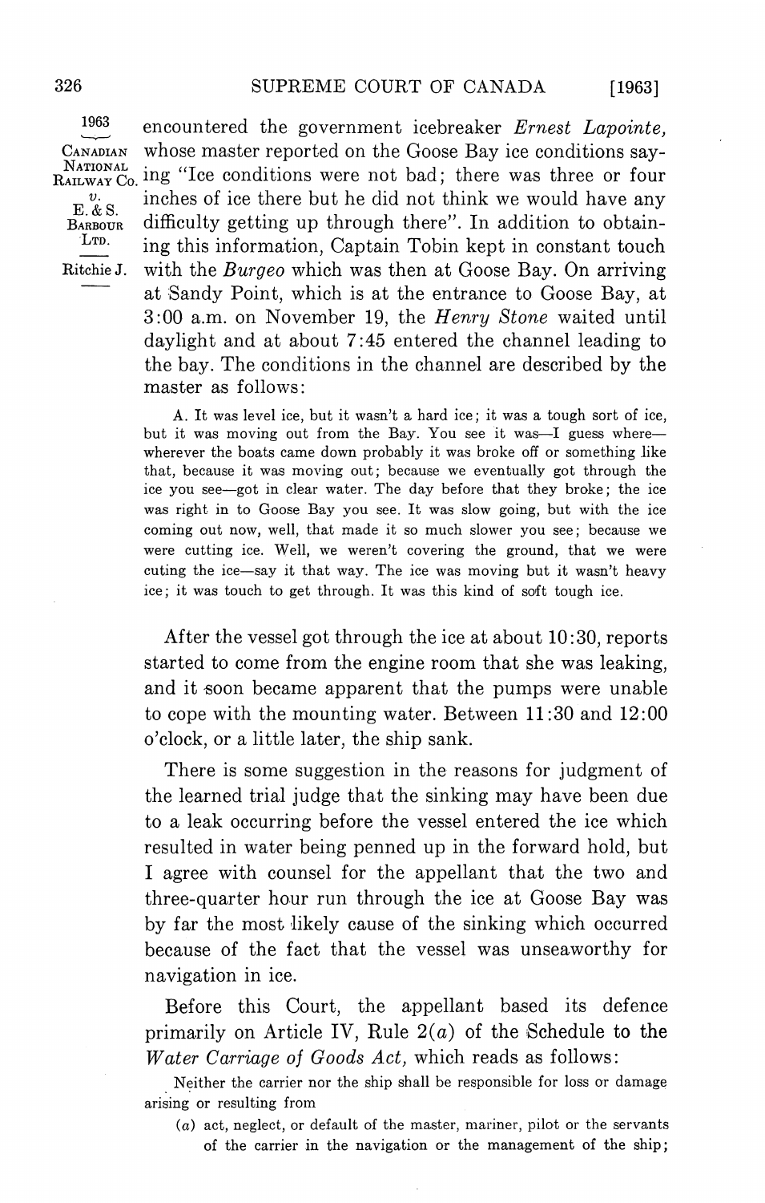encountered the government icebreaker *Ernest Lapointe*, whose master reported on the Goose Bay ice conditions saying "Ice conditions were not bad; there was three or four inches of ice there but he did not think we would have any difficulty getting up through there". In addition to obtaining this information, Captain Tobin kept in constant touch with the *Burgeo* which was then at Goose Bay. On arriving at Sandy Point, which is at the entrance to Goose Bay, at 3:00 a.m. on November 19, the *Henry Stone* waited until daylight and at about 7:45 entered the channel leading to the bay. The conditions in the channel are described by the master as follows:

> A. It was level ice, but it wasn't a hard ice; it was a tough sort of ice, but it was moving out from the Bay. You see it was—I guess where—wherever the boats came down probably it was broke off or something like that, because it was moving out; because we eventually got through the ice you see—got in clear water. The day before that they broke; the ice was right in to Goose Bay you see. It was slow going, but with the ice coming out now, well, that made it so much slower you see; because we were cutting ice. Well, we weren't covering the ground, that we were cuting the ice—say it that way. The ice was moving but it wasn't heavy ice; it was touch to get through. It was this kind of soft tough ice.

After the vessel got through the ice at about 10:30, reports started to come from the engine room that she was leaking, and it soon became apparent that the pumps were unable to cope with the mounting water. Between 11:30 and 12:00 o'clock, or a little later, the ship sank.

There is some suggestion in the reasons for judgment of the learned trial judge that the sinking may have been due to a leak occurring before the vessel entered the ice which resulted in water being penned up in the forward hold, but I agree with counsel for the appellant that the two and three-quarter hour run through the ice at Goose Bay was by far the most likely cause of the sinking which occurred because of the fact that the vessel was unseaworthy for navigation in ice.

Before this Court, the appellant based its defence primarily on Article IV, Rule 2(*a*) of the Schedule to the *Water Carriage of Goods Act*, which reads as follows:

> Neither the carrier nor the ship shall be responsible for loss or damage arising or resulting from
>
> (*a*) act, neglect, or default of the master, mariner, pilot or the servants of the carrier in the navigation or the management of the ship;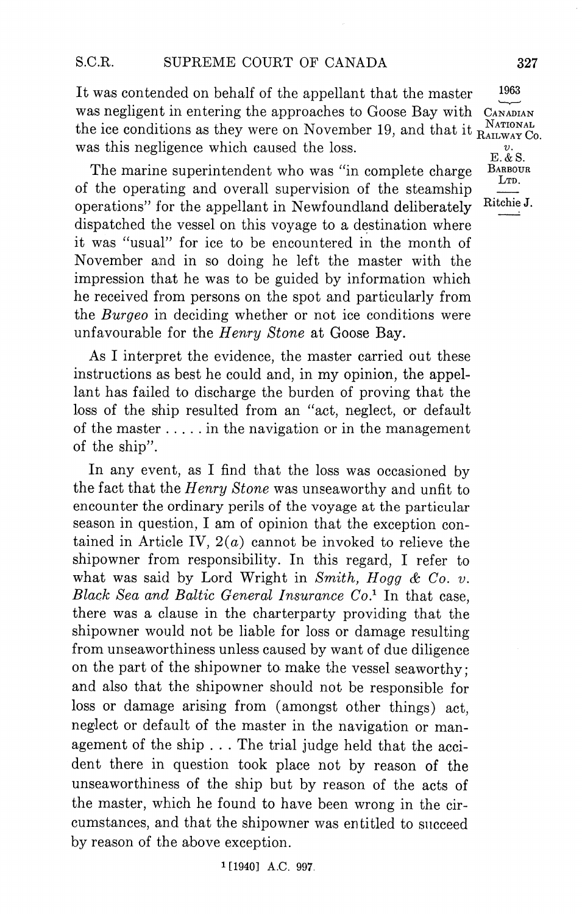It was contended on behalf of the appellant that the master was negligent in entering the approaches to Goose Bay with the ice conditions as they were on November 19, and that it was this negligence which caused the loss.

The marine superintendent who was "in complete charge of the operating and overall supervision of the steamship operations" for the appellant in Newfoundland deliberately dispatched the vessel on this voyage to a destination where it was "usual" for ice to be encountered in the month of November and in so doing he left the master with the impression that he was to be guided by information which he received from persons on the spot and particularly from the *Burgeo* in deciding whether or not ice conditions were unfavourable for the *Henry Stone* at Goose Bay.

As I interpret the evidence, the master carried out these instructions as best he could and, in my opinion, the appellant has failed to discharge the burden of proving that the loss of the ship resulted from an "act, neglect, or default of the master ..... in the navigation or in the management of the ship".

In any event, as I find that the loss was occasioned by the fact that the *Henry Stone* was unseaworthy and unfit to encounter the ordinary perils of the voyage at the particular season in question, I am of opinion that the exception contained in Article IV, 2(*a*) cannot be invoked to relieve the shipowner from responsibility. In this regard, I refer to what was said by Lord Wright in *Smith, Hogg & Co. v. Black Sea and Baltic General Insurance Co.*[1] In that case, there was a clause in the charterparty providing that the shipowner would not be liable for loss or damage resulting from unseaworthiness unless caused by want of due diligence on the part of the shipowner to make the vessel seaworthy; and also that the shipowner should not be responsible for loss or damage arising from (amongst other things) act, neglect or default of the master in the navigation or management of the ship . . . The trial judge held that the accident there in question took place not by reason of the unseaworthiness of the ship but by reason of the acts of the master, which he found to have been wrong in the circumstances, and that the shipowner was entitled to succeed by reason of the above exception.

[1] [1940] A.C. 997.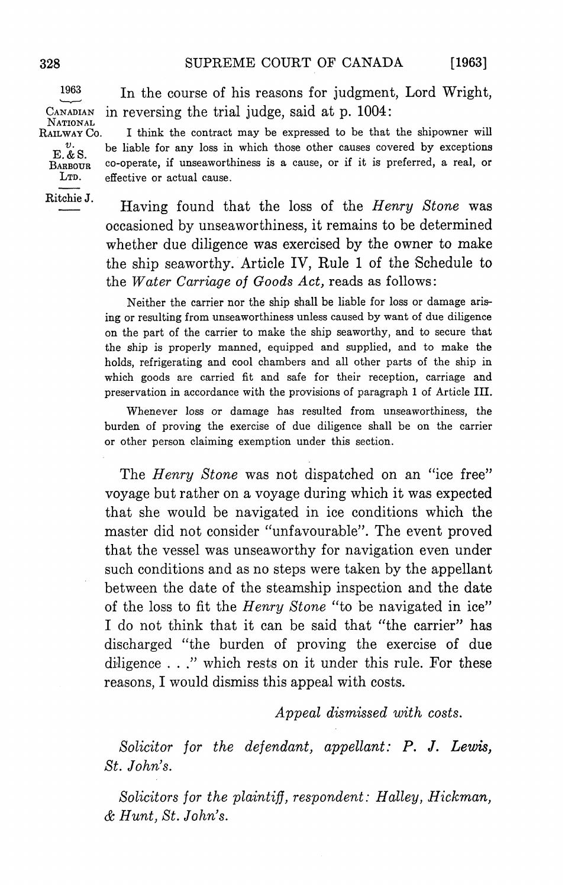In the course of his reasons for judgment, Lord Wright, in reversing the trial judge, said at p. 1004:

> I think the contract may be expressed to be that the shipowner will be liable for any loss in which those other causes covered by exceptions co-operate, if unseaworthiness is a cause, or if it is preferred, a real, or effective or actual cause.

Having found that the loss of the *Henry Stone* was occasioned by unseaworthiness, it remains to be determined whether due diligence was exercised by the owner to make the ship seaworthy. Article IV, Rule 1 of the Schedule to the *Water Carriage of Goods Act,* reads as follows:

> Neither the carrier nor the ship shall be liable for loss or damage arising or resulting from unseaworthiness unless caused by want of due diligence on the part of the carrier to make the ship seaworthy, and to secure that the ship is properly manned, equipped and supplied, and to make the holds, refrigerating and cool chambers and all other parts of the ship in which goods are carried fit and safe for their reception, carriage and preservation in accordance with the provisions of paragraph 1 of Article III.
>
> Whenever loss or damage has resulted from unseaworthiness, the burden of proving the exercise of due diligence shall be on the carrier or other person claiming exemption under this section.

The *Henry Stone* was not dispatched on an "ice free" voyage but rather on a voyage during which it was expected that she would be navigated in ice conditions which the master did not consider "unfavourable". The event proved that the vessel was unseaworthy for navigation even under such conditions and as no steps were taken by the appellant between the date of the steamship inspection and the date of the loss to fit the *Henry Stone* "to be navigated in ice" I do not think that it can be said that "the carrier" has discharged "the burden of proving the exercise of due diligence . . ." which rests on it under this rule. For these reasons, I would dismiss this appeal with costs.

*Appeal dismissed with costs.*

*Solicitor for the defendant, appellant: P. J. Lewis, St. John's.*

*Solicitors for the plaintiff, respondent: Halley, Hickman, & Hunt, St. John's.*